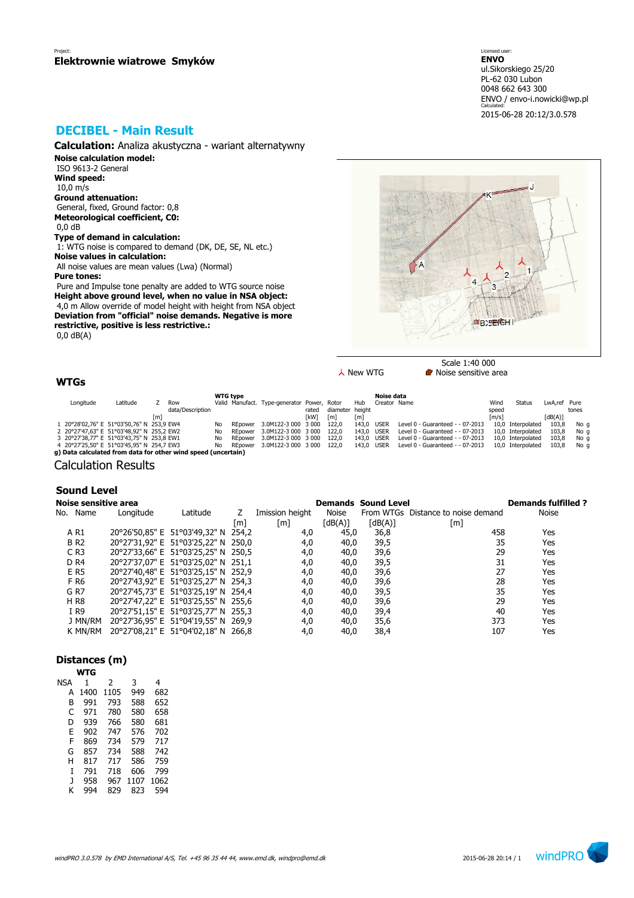Project:
**Elektrownie wiatrowe Smyków**

Licensed user:
**ENVO**
ul.Sikorskiego 25/20
PL-62 030 Lubon
0048 662 643 300
ENVO / envo-i.nowicki@wp.pl
Calculated:
2015-06-28 20:12/3.0.578

## DECIBEL - Main Result

**Calculation:** Analiza akustyczna - wariant alternatywny

**Noise calculation model:**
ISO 9613-2 General

**Wind speed:**
10,0 m/s

**Ground attenuation:**
General, fixed, Ground factor: 0,8

**Meteorological coefficient, C0:**
0,0 dB

**Type of demand in calculation:**
1: WTG noise is compared to demand (DK, DE, SE, NL etc.)

**Noise values in calculation:**
All noise values are mean values (Lwa) (Normal)

**Pure tones:**
Pure and Impulse tone penalty are added to WTG source noise

**Height above ground level, when no value in NSA object:**
4,0 m Allow override of model height with height from NSA object

**Deviation from "official" noise demands. Negative is more restrictive, positive is less restrictive.:**
0,0 dB(A)

Scale 1:40 000

New WTG — Noise sensitive area

### WTGs

| | Longitude | Latitude | Z [m] | Row data/Description | WTG type Valid | Manufact. | Type-generator | Power, rated [kW] | Rotor diameter [m] | Hub height [m] | Noise data Creator | Name | Wind speed [m/s] | Status | LwA,ref [dB(A)] | Pure tones |
|---|---|---|---|---|---|---|---|---|---|---|---|---|---|---|---|---|
| 1 | 20°28'02,76" E | 51°03'50,76" N | 253,9 | EW4 | No | REpower | 3.0M122-3 000 | 3 000 | 122,0 | 143,0 | USER | Level 0 - Guaranteed - - 07-2013 | 10,0 | Interpolated | 103,8 | No g |
| 2 | 20°27'47,63" E | 51°03'48,92" N | 255,2 | EW2 | No | REpower | 3.0M122-3 000 | 3 000 | 122,0 | 143,0 | USER | Level 0 - Guaranteed - - 07-2013 | 10,0 | Interpolated | 103,8 | No g |
| 3 | 20°27'38,77" E | 51°03'43,75" N | 253,8 | EW1 | No | REpower | 3.0M122-3 000 | 3 000 | 122,0 | 143,0 | USER | Level 0 - Guaranteed - - 07-2013 | 10,0 | Interpolated | 103,8 | No g |
| 4 | 20°27'25,50" E | 51°03'45,95" N | 254,7 | EW3 | No | REpower | 3.0M122-3 000 | 3 000 | 122,0 | 143,0 | USER | Level 0 - Guaranteed - - 07-2013 | 10,0 | Interpolated | 103,8 | No g |

**g) Data calculated from data for other wind speed (uncertain)**

## Calculation Results

### Sound Level

| Noise sensitive area No. | Name | Longitude | Latitude | Z [m] | Imission height [m] | Demands Noise [dB(A)] | Sound Level From WTGs [dB(A)] | Distance to noise demand [m] | Demands fulfilled ? Noise |
|---|---|---|---|---|---|---|---|---|---|
| A | R1 | 20°26'50,85" E | 51°03'49,32" N | 254,2 | 4,0 | 45,0 | 36,8 | 458 | Yes |
| B | R2 | 20°27'31,92" E | 51°03'25,22" N | 250,0 | 4,0 | 40,0 | 39,5 | 35 | Yes |
| C | R3 | 20°27'33,66" E | 51°03'25,25" N | 250,5 | 4,0 | 40,0 | 39,6 | 29 | Yes |
| D | R4 | 20°27'37,07" E | 51°03'25,02" N | 251,1 | 4,0 | 40,0 | 39,5 | 31 | Yes |
| E | R5 | 20°27'40,48" E | 51°03'25,15" N | 252,9 | 4,0 | 40,0 | 39,6 | 27 | Yes |
| F | R6 | 20°27'43,92" E | 51°03'25,27" N | 254,3 | 4,0 | 40,0 | 39,6 | 28 | Yes |
| G | R7 | 20°27'45,73" E | 51°03'25,19" N | 254,4 | 4,0 | 40,0 | 39,5 | 35 | Yes |
| H | R8 | 20°27'47,22" E | 51°03'25,55" N | 255,6 | 4,0 | 40,0 | 39,6 | 29 | Yes |
| I | R9 | 20°27'51,15" E | 51°03'25,77" N | 255,3 | 4,0 | 40,0 | 39,4 | 40 | Yes |
| J | MN/RM | 20°27'36,95" E | 51°04'19,55" N | 269,9 | 4,0 | 40,0 | 35,6 | 373 | Yes |
| K | MN/RM | 20°27'08,21" E | 51°04'02,18" N | 266,8 | 4,0 | 40,0 | 38,4 | 107 | Yes |

### Distances (m)

| NSA | WTG 1 | 2 | 3 | 4 |
|---|---|---|---|---|
| A | 1400 | 1105 | 949 | 682 |
| B | 991 | 793 | 588 | 652 |
| C | 971 | 780 | 580 | 658 |
| D | 939 | 766 | 580 | 681 |
| E | 902 | 747 | 576 | 702 |
| F | 869 | 734 | 579 | 717 |
| G | 857 | 734 | 588 | 742 |
| H | 817 | 717 | 586 | 759 |
| I | 791 | 718 | 606 | 799 |
| J | 958 | 967 | 1107 | 1062 |
| K | 994 | 829 | 823 | 594 |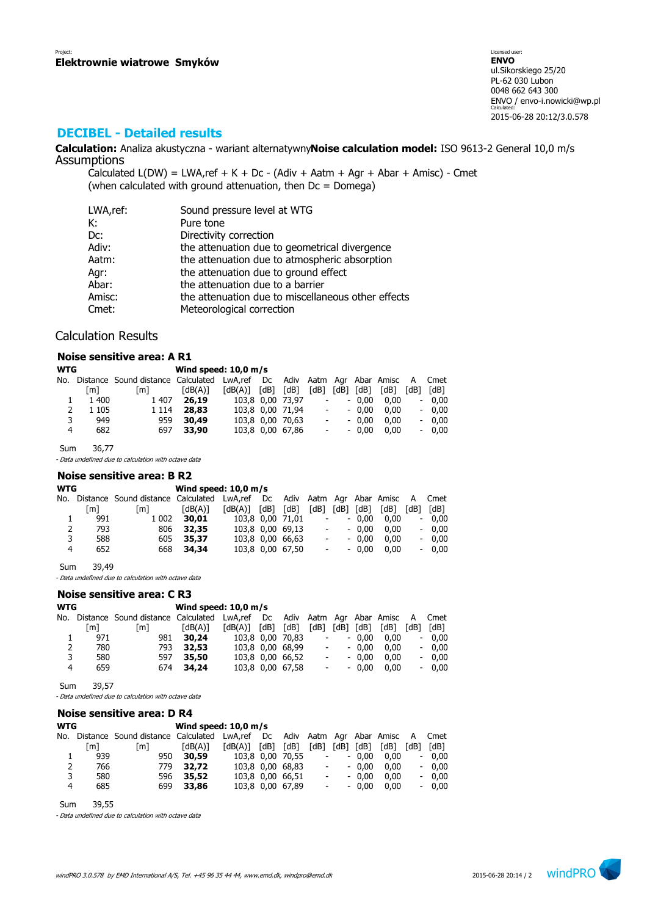Project:
**Elektrownie wiatrowe Smyków**

Licensed user:
**ENVO**
ul.Sikorskiego 25/20
PL-62 030 Lubon
0048 662 643 300
ENVO / envo-i.nowicki@wp.pl
Calculated:
2015-06-28 20:12/3.0.578

## DECIBEL - Detailed results

**Calculation:** Analiza akustyczna - wariant alternatywny**Noise calculation model:** ISO 9613-2 General 10,0 m/s

### Assumptions

Calculated L(DW) = LWA,ref + K + Dc - (Adiv + Aatm + Agr + Abar + Amisc) - Cmet
(when calculated with ground attenuation, then Dc = Domega)

| | |
|---|---|
| LWA,ref: | Sound pressure level at WTG |
| K: | Pure tone |
| Dc: | Directivity correction |
| Adiv: | the attenuation due to geometrical divergence |
| Aatm: | the attenuation due to atmospheric absorption |
| Agr: | the attenuation due to ground effect |
| Abar: | the attenuation due to a barrier |
| Amisc: | the attenuation due to miscellaneous other effects |
| Cmet: | Meteorological correction |

### Calculation Results

#### Noise sensitive area: A R1

WTG — Wind speed: 10,0 m/s

| No. | Distance [m] | Sound distance [m] | Calculated [dB(A)] | LwA,ref [dB(A)] | Dc [dB] | Adiv [dB] | Aatm [dB] | Agr [dB] | Abar [dB] | Amisc [dB] | A [dB] | Cmet [dB] |
|---|---|---|---|---|---|---|---|---|---|---|---|---|
| 1 | 1 400 | 1 407 | **26,19** | 103,8 | 0,00 | 73,97 | - | - | 0,00 | 0,00 | - | 0,00 |
| 2 | 1 105 | 1 114 | **28,83** | 103,8 | 0,00 | 71,94 | - | - | 0,00 | 0,00 | - | 0,00 |
| 3 | 949 | 959 | **30,49** | 103,8 | 0,00 | 70,63 | - | - | 0,00 | 0,00 | - | 0,00 |
| 4 | 682 | 697 | **33,90** | 103,8 | 0,00 | 67,86 | - | - | 0,00 | 0,00 | - | 0,00 |

Sum 36,77

*- Data undefined due to calculation with octave data*

#### Noise sensitive area: B R2

WTG — Wind speed: 10,0 m/s

| No. | Distance [m] | Sound distance [m] | Calculated [dB(A)] | LwA,ref [dB(A)] | Dc [dB] | Adiv [dB] | Aatm [dB] | Agr [dB] | Abar [dB] | Amisc [dB] | A [dB] | Cmet [dB] |
|---|---|---|---|---|---|---|---|---|---|---|---|---|
| 1 | 991 | 1 002 | **30,01** | 103,8 | 0,00 | 71,01 | - | - | 0,00 | 0,00 | - | 0,00 |
| 2 | 793 | 806 | **32,35** | 103,8 | 0,00 | 69,13 | - | - | 0,00 | 0,00 | - | 0,00 |
| 3 | 588 | 605 | **35,37** | 103,8 | 0,00 | 66,63 | - | - | 0,00 | 0,00 | - | 0,00 |
| 4 | 652 | 668 | **34,34** | 103,8 | 0,00 | 67,50 | - | - | 0,00 | 0,00 | - | 0,00 |

Sum 39,49

*- Data undefined due to calculation with octave data*

#### Noise sensitive area: C R3

WTG — Wind speed: 10,0 m/s

| No. | Distance [m] | Sound distance [m] | Calculated [dB(A)] | LwA,ref [dB(A)] | Dc [dB] | Adiv [dB] | Aatm [dB] | Agr [dB] | Abar [dB] | Amisc [dB] | A [dB] | Cmet [dB] |
|---|---|---|---|---|---|---|---|---|---|---|---|---|
| 1 | 971 | 981 | **30,24** | 103,8 | 0,00 | 70,83 | - | - | 0,00 | 0,00 | - | 0,00 |
| 2 | 780 | 793 | **32,53** | 103,8 | 0,00 | 68,99 | - | - | 0,00 | 0,00 | - | 0,00 |
| 3 | 580 | 597 | **35,50** | 103,8 | 0,00 | 66,52 | - | - | 0,00 | 0,00 | - | 0,00 |
| 4 | 659 | 674 | **34,24** | 103,8 | 0,00 | 67,58 | - | - | 0,00 | 0,00 | - | 0,00 |

Sum 39,57

*- Data undefined due to calculation with octave data*

#### Noise sensitive area: D R4

WTG — Wind speed: 10,0 m/s

| No. | Distance [m] | Sound distance [m] | Calculated [dB(A)] | LwA,ref [dB(A)] | Dc [dB] | Adiv [dB] | Aatm [dB] | Agr [dB] | Abar [dB] | Amisc [dB] | A [dB] | Cmet [dB] |
|---|---|---|---|---|---|---|---|---|---|---|---|---|
| 1 | 939 | 950 | **30,59** | 103,8 | 0,00 | 70,55 | - | - | 0,00 | 0,00 | - | 0,00 |
| 2 | 766 | 779 | **32,72** | 103,8 | 0,00 | 68,83 | - | - | 0,00 | 0,00 | - | 0,00 |
| 3 | 580 | 596 | **35,52** | 103,8 | 0,00 | 66,51 | - | - | 0,00 | 0,00 | - | 0,00 |
| 4 | 685 | 699 | **33,86** | 103,8 | 0,00 | 67,89 | - | - | 0,00 | 0,00 | - | 0,00 |

Sum 39,55

*- Data undefined due to calculation with octave data*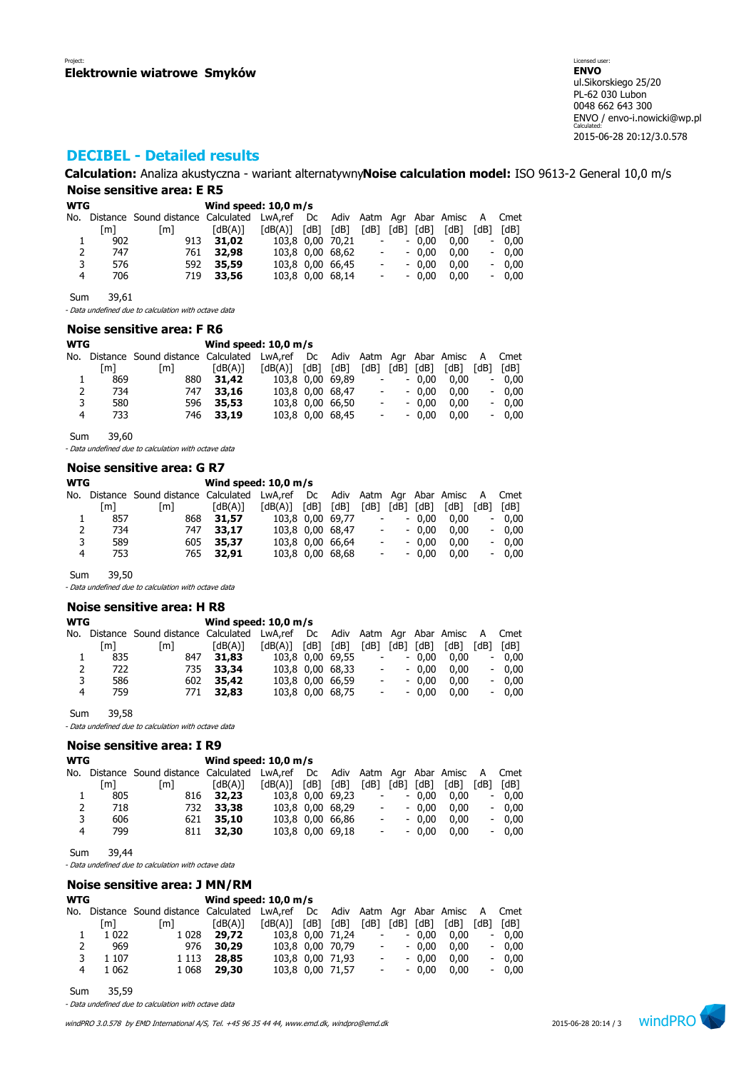Project:
**Elektrownie wiatrowe Smyków**

Licensed user:
**ENVO**
ul.Sikorskiego 25/20
PL-62 030 Lubon
0048 662 643 300
ENVO / envo-i.nowicki@wp.pl
Calculated:
2015-06-28 20:12/3.0.578

## DECIBEL - Detailed results

**Calculation:** Analiza akustyczna - wariant alternatywny **Noise calculation model:** ISO 9613-2 General 10,0 m/s

### Noise sensitive area: E R5

**WTG** — **Wind speed: 10,0 m/s**

| No. | Distance [m] | Sound distance [m] | Calculated [dB(A)] | LwA,ref [dB(A)] | Dc [dB] | Adiv [dB] | Aatm [dB] | Agr [dB] | Abar [dB] | Amisc [dB] | A [dB] | Cmet [dB] |
|---|---|---|---|---|---|---|---|---|---|---|---|---|
| 1 | 902 | 913 | **31,02** | 103,8 | 0,00 | 70,21 | - | - | 0,00 | 0,00 | - | 0,00 |
| 2 | 747 | 761 | **32,98** | 103,8 | 0,00 | 68,62 | - | - | 0,00 | 0,00 | - | 0,00 |
| 3 | 576 | 592 | **35,59** | 103,8 | 0,00 | 66,45 | - | - | 0,00 | 0,00 | - | 0,00 |
| 4 | 706 | 719 | **33,56** | 103,8 | 0,00 | 68,14 | - | - | 0,00 | 0,00 | - | 0,00 |

Sum 39,61

*- Data undefined due to calculation with octave data*

### Noise sensitive area: F R6

**WTG** — **Wind speed: 10,0 m/s**

| No. | Distance [m] | Sound distance [m] | Calculated [dB(A)] | LwA,ref [dB(A)] | Dc [dB] | Adiv [dB] | Aatm [dB] | Agr [dB] | Abar [dB] | Amisc [dB] | A [dB] | Cmet [dB] |
|---|---|---|---|---|---|---|---|---|---|---|---|---|
| 1 | 869 | 880 | **31,42** | 103,8 | 0,00 | 69,89 | - | - | 0,00 | 0,00 | - | 0,00 |
| 2 | 734 | 747 | **33,16** | 103,8 | 0,00 | 68,47 | - | - | 0,00 | 0,00 | - | 0,00 |
| 3 | 580 | 596 | **35,53** | 103,8 | 0,00 | 66,50 | - | - | 0,00 | 0,00 | - | 0,00 |
| 4 | 733 | 746 | **33,19** | 103,8 | 0,00 | 68,45 | - | - | 0,00 | 0,00 | - | 0,00 |

Sum 39,60

*- Data undefined due to calculation with octave data*

### Noise sensitive area: G R7

**WTG** — **Wind speed: 10,0 m/s**

| No. | Distance [m] | Sound distance [m] | Calculated [dB(A)] | LwA,ref [dB(A)] | Dc [dB] | Adiv [dB] | Aatm [dB] | Agr [dB] | Abar [dB] | Amisc [dB] | A [dB] | Cmet [dB] |
|---|---|---|---|---|---|---|---|---|---|---|---|---|
| 1 | 857 | 868 | **31,57** | 103,8 | 0,00 | 69,77 | - | - | 0,00 | 0,00 | - | 0,00 |
| 2 | 734 | 747 | **33,17** | 103,8 | 0,00 | 68,47 | - | - | 0,00 | 0,00 | - | 0,00 |
| 3 | 589 | 605 | **35,37** | 103,8 | 0,00 | 66,64 | - | - | 0,00 | 0,00 | - | 0,00 |
| 4 | 753 | 765 | **32,91** | 103,8 | 0,00 | 68,68 | - | - | 0,00 | 0,00 | - | 0,00 |

Sum 39,50

*- Data undefined due to calculation with octave data*

### Noise sensitive area: H R8

**WTG** — **Wind speed: 10,0 m/s**

| No. | Distance [m] | Sound distance [m] | Calculated [dB(A)] | LwA,ref [dB(A)] | Dc [dB] | Adiv [dB] | Aatm [dB] | Agr [dB] | Abar [dB] | Amisc [dB] | A [dB] | Cmet [dB] |
|---|---|---|---|---|---|---|---|---|---|---|---|---|
| 1 | 835 | 847 | **31,83** | 103,8 | 0,00 | 69,55 | - | - | 0,00 | 0,00 | - | 0,00 |
| 2 | 722 | 735 | **33,34** | 103,8 | 0,00 | 68,33 | - | - | 0,00 | 0,00 | - | 0,00 |
| 3 | 586 | 602 | **35,42** | 103,8 | 0,00 | 66,59 | - | - | 0,00 | 0,00 | - | 0,00 |
| 4 | 759 | 771 | **32,83** | 103,8 | 0,00 | 68,75 | - | - | 0,00 | 0,00 | - | 0,00 |

Sum 39,58

*- Data undefined due to calculation with octave data*

### Noise sensitive area: I R9

**WTG** — **Wind speed: 10,0 m/s**

| No. | Distance [m] | Sound distance [m] | Calculated [dB(A)] | LwA,ref [dB(A)] | Dc [dB] | Adiv [dB] | Aatm [dB] | Agr [dB] | Abar [dB] | Amisc [dB] | A [dB] | Cmet [dB] |
|---|---|---|---|---|---|---|---|---|---|---|---|---|
| 1 | 805 | 816 | **32,23** | 103,8 | 0,00 | 69,23 | - | - | 0,00 | 0,00 | - | 0,00 |
| 2 | 718 | 732 | **33,38** | 103,8 | 0,00 | 68,29 | - | - | 0,00 | 0,00 | - | 0,00 |
| 3 | 606 | 621 | **35,10** | 103,8 | 0,00 | 66,86 | - | - | 0,00 | 0,00 | - | 0,00 |
| 4 | 799 | 811 | **32,30** | 103,8 | 0,00 | 69,18 | - | - | 0,00 | 0,00 | - | 0,00 |

Sum 39,44

*- Data undefined due to calculation with octave data*

### Noise sensitive area: J MN/RM

**WTG** — **Wind speed: 10,0 m/s**

| No. | Distance [m] | Sound distance [m] | Calculated [dB(A)] | LwA,ref [dB(A)] | Dc [dB] | Adiv [dB] | Aatm [dB] | Agr [dB] | Abar [dB] | Amisc [dB] | A [dB] | Cmet [dB] |
|---|---|---|---|---|---|---|---|---|---|---|---|---|
| 1 | 1 022 | 1 028 | **29,72** | 103,8 | 0,00 | 71,24 | - | - | 0,00 | 0,00 | - | 0,00 |
| 2 | 969 | 976 | **30,29** | 103,8 | 0,00 | 70,79 | - | - | 0,00 | 0,00 | - | 0,00 |
| 3 | 1 107 | 1 113 | **28,85** | 103,8 | 0,00 | 71,93 | - | - | 0,00 | 0,00 | - | 0,00 |
| 4 | 1 062 | 1 068 | **29,30** | 103,8 | 0,00 | 71,57 | - | - | 0,00 | 0,00 | - | 0,00 |

Sum 35,59

*- Data undefined due to calculation with octave data*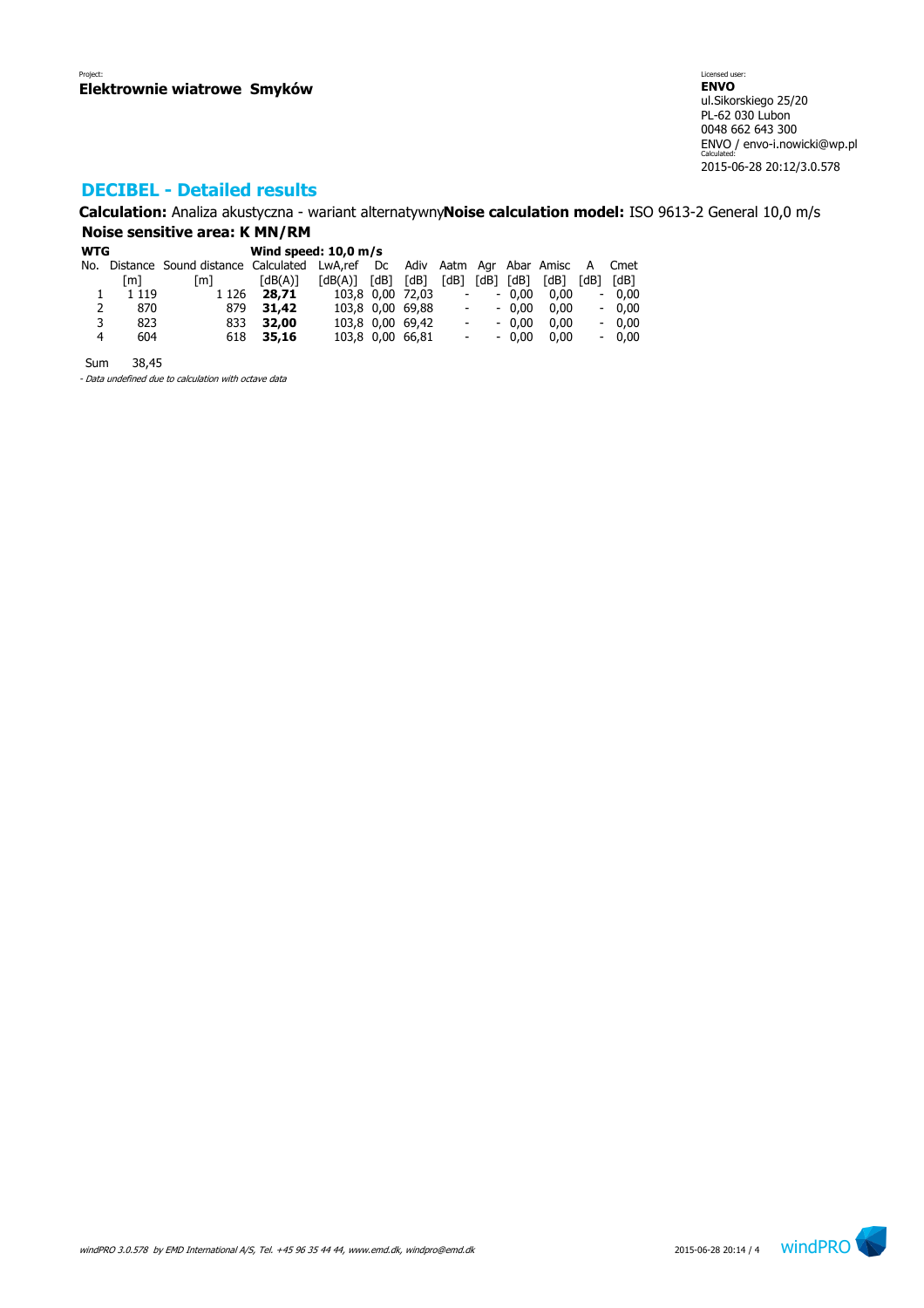Project:
**Elektrownie wiatrowe Smyków**

Licensed user:
**ENVO**
ul.Sikorskiego 25/20
PL-62 030 Lubon
0048 662 643 300
ENVO / envo-i.nowicki@wp.pl
Calculated:
2015-06-28 20:12/3.0.578

## DECIBEL - Detailed results

**Calculation:** Analiza akustyczna - wariant alternatywny **Noise calculation model:** ISO 9613-2 General 10,0 m/s

**Noise sensitive area: K MN/RM**

**WTG** — **Wind speed: 10,0 m/s**

| No. | Distance [m] | Sound distance [m] | Calculated [dB(A)] | LwA,ref [dB(A)] | Dc [dB] | Adiv [dB] | Aatm [dB] | Agr [dB] | Abar [dB] | Amisc [dB] | A [dB] | Cmet [dB] |
|---|---|---|---|---|---|---|---|---|---|---|---|---|
| 1 | 1 119 | 1 126 | **28,71** | 103,8 | 0,00 | 72,03 | - | - | 0,00 | 0,00 | - | 0,00 |
| 2 | 870 | 879 | **31,42** | 103,8 | 0,00 | 69,88 | - | - | 0,00 | 0,00 | - | 0,00 |
| 3 | 823 | 833 | **32,00** | 103,8 | 0,00 | 69,42 | - | - | 0,00 | 0,00 | - | 0,00 |
| 4 | 604 | 618 | **35,16** | 103,8 | 0,00 | 66,81 | - | - | 0,00 | 0,00 | - | 0,00 |

Sum 38,45

*- Data undefined due to calculation with octave data*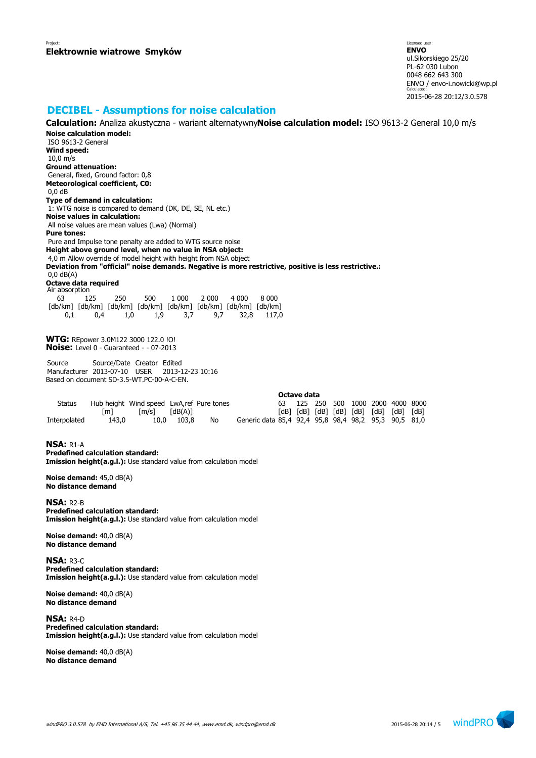Project:
**Elektrownie wiatrowe Smyków**

Licensed user:
**ENVO**
ul.Sikorskiego 25/20
PL-62 030 Lubon
0048 662 643 300
ENVO / envo-i.nowicki@wp.pl
Calculated:
2015-06-28 20:12/3.0.578

## DECIBEL - Assumptions for noise calculation

**Calculation:** Analiza akustyczna - wariant alternatywny**Noise calculation model:** ISO 9613-2 General 10,0 m/s

**Noise calculation model:**
ISO 9613-2 General
**Wind speed:**
10,0 m/s
**Ground attenuation:**
General, fixed, Ground factor: 0,8
**Meteorological coefficient, C0:**
0,0 dB
**Type of demand in calculation:**
1: WTG noise is compared to demand (DK, DE, SE, NL etc.)
**Noise values in calculation:**
All noise values are mean values (Lwa) (Normal)
**Pure tones:**
Pure and Impulse tone penalty are added to WTG source noise
**Height above ground level, when no value in NSA object:**
4,0 m Allow override of model height with height from NSA object
**Deviation from "official" noise demands. Negative is more restrictive, positive is less restrictive.:**
0,0 dB(A)
**Octave data required**
Air absorption

| 63 | 125 | 250 | 500 | 1 000 | 2 000 | 4 000 | 8 000 |
|---|---|---|---|---|---|---|---|
| [db/km] | [db/km] | [db/km] | [db/km] | [db/km] | [db/km] | [db/km] | [db/km] |
| 0,1 | 0,4 | 1,0 | 1,9 | 3,7 | 9,7 | 32,8 | 117,0 |

**WTG:** REpower 3.0M122 3000 122.0 !O!
**Noise:** Level 0 - Guaranteed - - 07-2013

| Source | Source/Date | Creator | Edited |
|---|---|---|---|
| Manufacturer | 2013-07-10 | USER | 2013-12-23 10:16 |

Based on document SD-3.5-WT.PC-00-A-C-EN.

| Status | Hub height | Wind speed | LwA,ref | Pure tones | | Octave data 63 | 125 | 250 | 500 | 1000 | 2000 | 4000 | 8000 |
|---|---|---|---|---|---|---|---|---|---|---|---|---|---|
| | [m] | [m/s] | [dB(A)] | | | [dB] | [dB] | [dB] | [dB] | [dB] | [dB] | [dB] | [dB] |
| Interpolated | 143,0 | 10,0 | 103,8 | No | Generic data | 85,4 | 92,4 | 95,8 | 98,4 | 98,2 | 95,3 | 90,5 | 81,0 |

**NSA:** R1-A
**Predefined calculation standard:**
**Imission height(a.g.l.):** Use standard value from calculation model

**Noise demand:** 45,0 dB(A)
**No distance demand**

**NSA:** R2-B
**Predefined calculation standard:**
**Imission height(a.g.l.):** Use standard value from calculation model

**Noise demand:** 40,0 dB(A)
**No distance demand**

**NSA:** R3-C
**Predefined calculation standard:**
**Imission height(a.g.l.):** Use standard value from calculation model

**Noise demand:** 40,0 dB(A)
**No distance demand**

**NSA:** R4-D
**Predefined calculation standard:**
**Imission height(a.g.l.):** Use standard value from calculation model

**Noise demand:** 40,0 dB(A)
**No distance demand**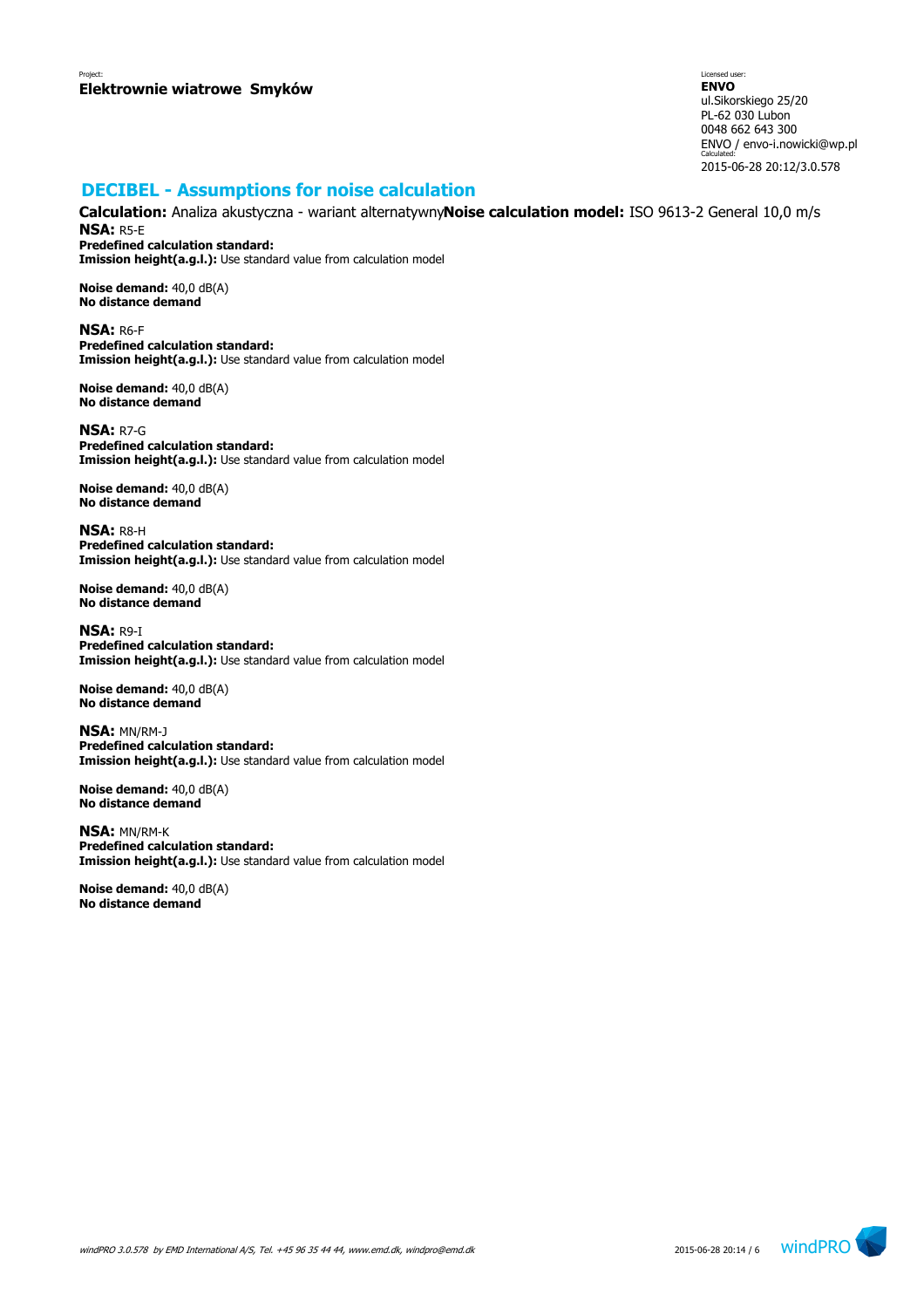## DECIBEL - Assumptions for noise calculation

**Calculation:** Analiza akustyczna - wariant alternatywny **Noise calculation model:** ISO 9613-2 General 10,0 m/s

**NSA:** R5-E
**Predefined calculation standard:**
**Imission height(a.g.l.):** Use standard value from calculation model

**Noise demand:** 40,0 dB(A)
**No distance demand**

**NSA:** R6-F
**Predefined calculation standard:**
**Imission height(a.g.l.):** Use standard value from calculation model

**Noise demand:** 40,0 dB(A)
**No distance demand**

**NSA:** R7-G
**Predefined calculation standard:**
**Imission height(a.g.l.):** Use standard value from calculation model

**Noise demand:** 40,0 dB(A)
**No distance demand**

**NSA:** R8-H
**Predefined calculation standard:**
**Imission height(a.g.l.):** Use standard value from calculation model

**Noise demand:** 40,0 dB(A)
**No distance demand**

**NSA:** R9-I
**Predefined calculation standard:**
**Imission height(a.g.l.):** Use standard value from calculation model

**Noise demand:** 40,0 dB(A)
**No distance demand**

**NSA:** MN/RM-J
**Predefined calculation standard:**
**Imission height(a.g.l.):** Use standard value from calculation model

**Noise demand:** 40,0 dB(A)
**No distance demand**

**NSA:** MN/RM-K
**Predefined calculation standard:**
**Imission height(a.g.l.):** Use standard value from calculation model

**Noise demand:** 40,0 dB(A)
**No distance demand**